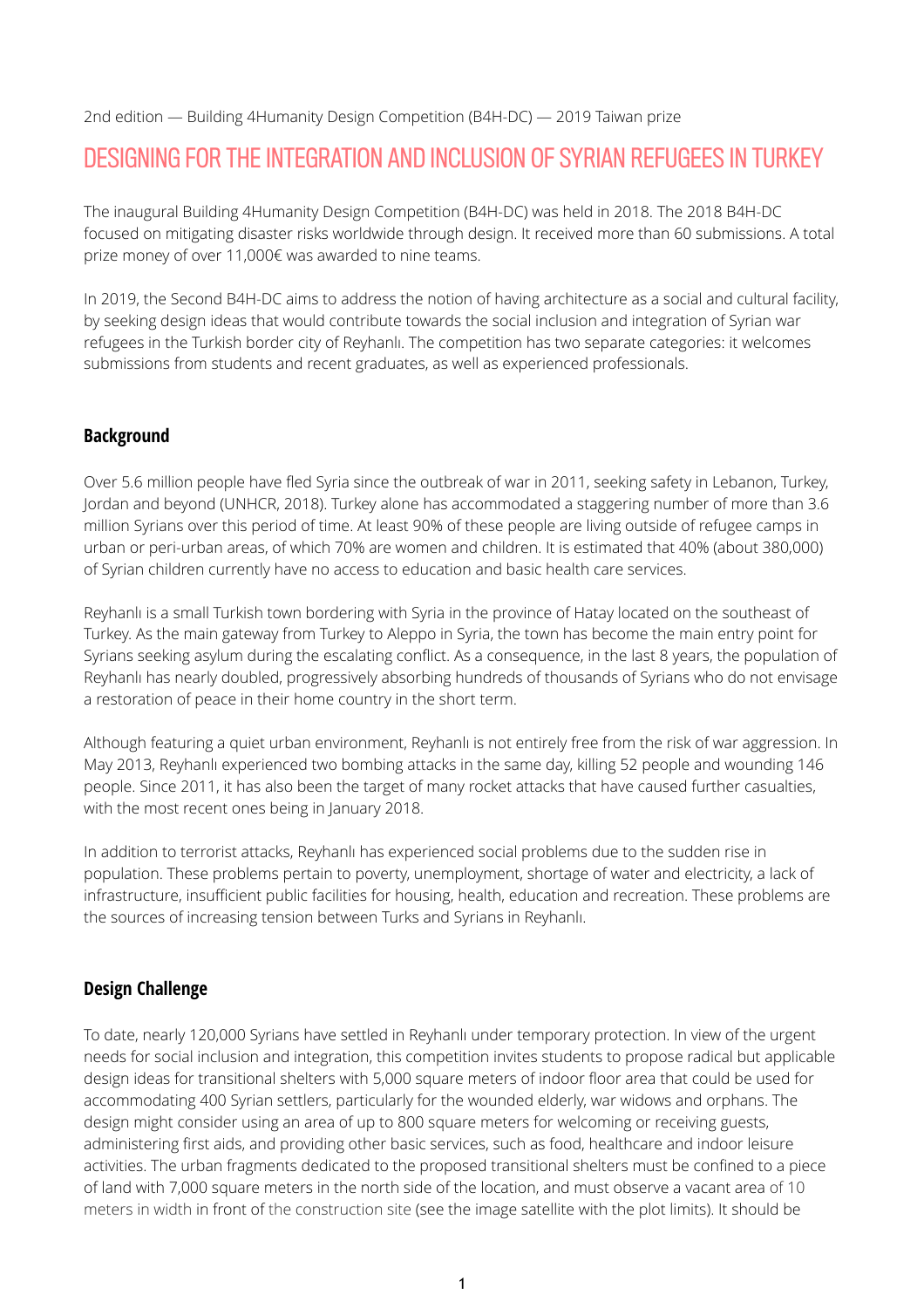2nd edition — Building 4Humanity Design Competition (B4H-DC) — 2019 Taiwan prize

# DESIGNING FOR THE INTEGRATION AND INCLUSION OF SYRIAN REFUGEES IN TURKEY

The inaugural Building 4Humanity Design Competition (B4H-DC) was held in 2018. The 2018 B4H-DC focused on mitigating disaster risks worldwide through design. It received more than 60 submissions. A total prize money of over 11,000€ was awarded to nine teams.

In 2019, the Second B4H-DC aims to address the notion of having architecture as a social and cultural facility, by seeking design ideas that would contribute towards the social inclusion and integration of Syrian war refugees in the Turkish border city of Reyhanlı. The competition has two separate categories: it welcomes submissions from students and recent graduates, as well as experienced professionals.

## Background

Over 5.6 million people have fled Syria since the outbreak of war in 2011, seeking safety in Lebanon, Turkey, Jordan and beyond (UNHCR, 2018). Turkey alone has accommodated a staggering number of more than 3.6 million Syrians over this period of time. At least 90% of these people are living outside of refugee camps in urban or peri-urban areas, of which 70% are women and children. It is estimated that 40% (about 380,000) of Syrian children currently have no access to education and basic health care services.

Reyhanlı is a small Turkish town bordering with Syria in the province of Hatay located on the southeast of Turkey. As the main gateway from Turkey to Aleppo in Syria, the town has become the main entry point for Syrians seeking asylum during the escalating conflict. As a consequence, in the last 8 years, the population of Reyhanlı has nearly doubled, progressively absorbing hundreds of thousands of Syrians who do not envisage a restoration of peace in their home country in the short term.

Although featuring a quiet urban environment, Reyhanlı is not entirely free from the risk of war aggression. In May 2013, Reyhanlı experienced two bombing attacks in the same day, killing 52 people and wounding 146 people. Since 2011, it has also been the target of many rocket attacks that have caused further casualties, with the most recent ones being in January 2018.

In addition to terrorist attacks, Reyhanlı has experienced social problems due to the sudden rise in population. These problems pertain to poverty, unemployment, shortage of water and electricity, a lack of infrastructure, insufficient public facilities for housing, health, education and recreation. These problems are the sources of increasing tension between Turks and Syrians in Reyhanlı.

## Design Challenge

To date, nearly 120,000 Syrians have settled in Reyhanlı under temporary protection. In view of the urgent needs for social inclusion and integration, this competition invites students to propose radical but applicable design ideas for transitional shelters with 5,000 square meters of indoor floor area that could be used for accommodating 400 Syrian settlers, particularly for the wounded elderly, war widows and orphans. The design might consider using an area of up to 800 square meters for welcoming or receiving guests, administering first aids, and providing other basic services, such as food, healthcare and indoor leisure activities. The urban fragments dedicated to the proposed transitional shelters must be confined to a piece of land with 7,000 square meters in the north side of the location, and must observe a vacant area of 10 meters in width in front of the construction site (see the image satellite with the plot limits). It should be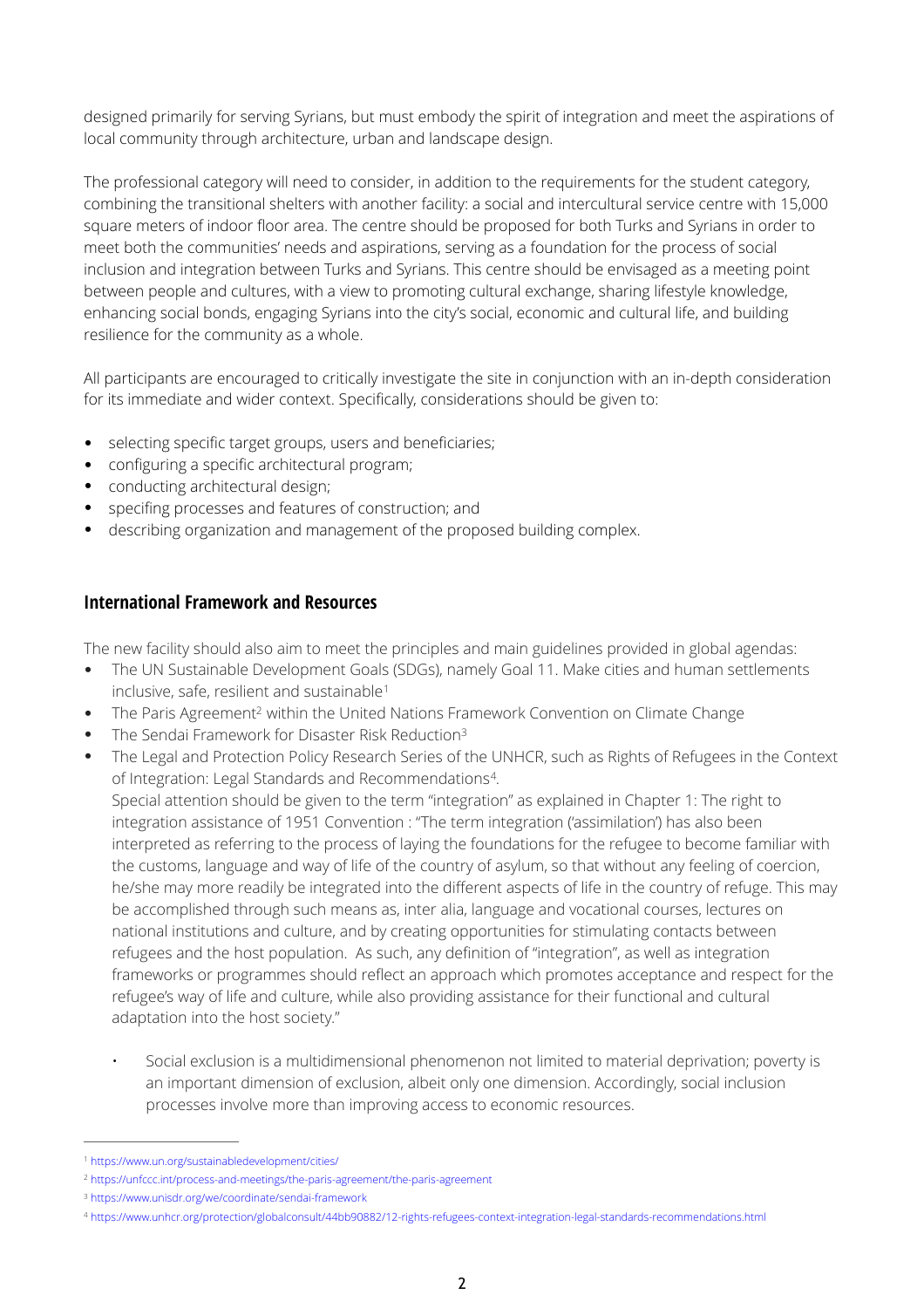designed primarily for serving Syrians, but must embody the spirit of integration and meet the aspirations of local community through architecture, urban and landscape design.

The professional category will need to consider, in addition to the requirements for the student category, combining the transitional shelters with another facility: a social and intercultural service centre with 15,000 square meters of indoor floor area. The centre should be proposed for both Turks and Syrians in order to meet both the communities' needs and aspirations, serving as a foundation for the process of social inclusion and integration between Turks and Syrians. This centre should be envisaged as a meeting point between people and cultures, with a view to promoting cultural exchange, sharing lifestyle knowledge, enhancing social bonds, engaging Syrians into the city's social, economic and cultural life, and building resilience for the community as a whole.

All participants are encouraged to critically investigate the site in conjunction with an in-depth consideration for its immediate and wider context. Specifically, considerations should be given to:

- selecting specific target groups, users and beneficiaries;
- configuring a specific architectural program;
- conducting architectural design;
- specifing processes and features of construction; and
- describing organization and management of the proposed building complex.

## International Framework and Resources

The new facility should also aim to meet the principles and main guidelines provided in global agendas:

- The UN Sustainable Development Goals (SDGs), namely Goal 11. Make cities and human settlements inclusive, safe, resilient and sustainable[1]
- The Paris Agreement[2] within the United Nations Framework Convention on Climate Change
- The Sendai Framework for Disaster Risk Reduction[3]
- The Legal and Protection Policy Research Series of the UNHCR, such as Rights of Refugees in the Context of Integration: Legal Standards and Recommendations[4].
  Special attention should be given to the term "integration" as explained in Chapter 1: The right to integration assistance of 1951 Convention : "The term integration ('assimilation') has also been interpreted as referring to the process of laying the foundations for the refugee to become familiar with the customs, language and way of life of the country of asylum, so that without any feeling of coercion, he/she may more readily be integrated into the different aspects of life in the country of refuge. This may be accomplished through such means as, inter alia, language and vocational courses, lectures on national institutions and culture, and by creating opportunities for stimulating contacts between refugees and the host population. As such, any definition of "integration", as well as integration frameworks or programmes should reflect an approach which promotes acceptance and respect for the refugee's way of life and culture, while also providing assistance for their functional and cultural adaptation into the host society."

    - Social exclusion is a multidimensional phenomenon not limited to material deprivation; poverty is an important dimension of exclusion, albeit only one dimension. Accordingly, social inclusion processes involve more than improving access to economic resources.

---

[1] https://www.un.org/sustainabledevelopment/cities/

[2] https://unfccc.int/process-and-meetings/the-paris-agreement/the-paris-agreement

[3] https://www.unisdr.org/we/coordinate/sendai-framework

[4] https://www.unhcr.org/protection/globalconsult/44bb90882/12-rights-refugees-context-integration-legal-standards-recommendations.html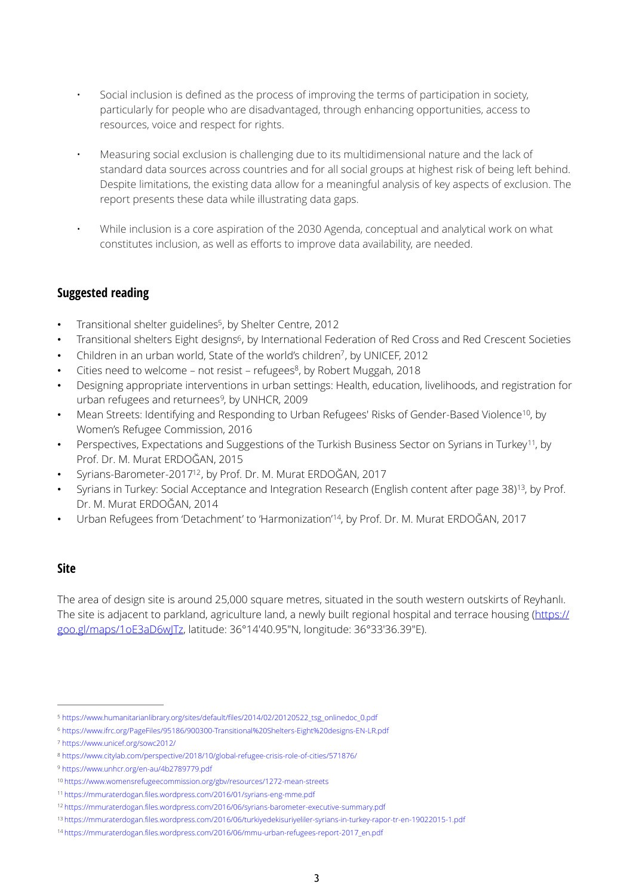- Social inclusion is defined as the process of improving the terms of participation in society, particularly for people who are disadvantaged, through enhancing opportunities, access to resources, voice and respect for rights.

- Measuring social exclusion is challenging due to its multidimensional nature and the lack of standard data sources across countries and for all social groups at highest risk of being left behind. Despite limitations, the existing data allow for a meaningful analysis of key aspects of exclusion. The report presents these data while illustrating data gaps.

- While inclusion is a core aspiration of the 2030 Agenda, conceptual and analytical work on what constitutes inclusion, as well as efforts to improve data availability, are needed.

## Suggested reading

- Transitional shelter guidelines[5], by Shelter Centre, 2012
- Transitional shelters Eight designs[6], by International Federation of Red Cross and Red Crescent Societies
- Children in an urban world, State of the world's children[7], by UNICEF, 2012
- Cities need to welcome – not resist – refugees[8], by Robert Muggah, 2018
- Designing appropriate interventions in urban settings: Health, education, livelihoods, and registration for urban refugees and returnees[9], by UNHCR, 2009
- Mean Streets: Identifying and Responding to Urban Refugees' Risks of Gender-Based Violence[10], by Women's Refugee Commission, 2016
- Perspectives, Expectations and Suggestions of the Turkish Business Sector on Syrians in Turkey[11], by Prof. Dr. M. Murat ERDOĞAN, 2015
- Syrians-Barometer-2017[12], by Prof. Dr. M. Murat ERDOĞAN, 2017
- Syrians in Turkey: Social Acceptance and Integration Research (English content after page 38)[13], by Prof. Dr. M. Murat ERDOĞAN, 2014
- Urban Refugees from 'Detachment' to 'Harmonization'[14], by Prof. Dr. M. Murat ERDOĞAN, 2017

## Site

The area of design site is around 25,000 square metres, situated in the south western outskirts of Reyhanlı. The site is adjacent to parkland, agriculture land, a newly built regional hospital and terrace housing (https://goo.gl/maps/1oE3aD6wJTz, latitude: 36°14'40.95"N, longitude: 36°33'36.39"E).

---

[5] https://www.humanitarianlibrary.org/sites/default/files/2014/02/20120522_tsg_onlinedoc_0.pdf

[6] https://www.ifrc.org/PageFiles/95186/900300-Transitional%20Shelters-Eight%20designs-EN-LR.pdf

[7] https://www.unicef.org/sowc2012/

[8] https://www.citylab.com/perspective/2018/10/global-refugee-crisis-role-of-cities/571876/

[9] https://www.unhcr.org/en-au/4b2789779.pdf

[10] https://www.womensrefugeecommission.org/gbv/resources/1272-mean-streets

[11] https://mmuraterdogan.files.wordpress.com/2016/01/syrians-eng-mme.pdf

[12] https://mmuraterdogan.files.wordpress.com/2016/06/syrians-barometer-executive-summary.pdf

[13] https://mmuraterdogan.files.wordpress.com/2016/06/turkiyedekisuriyeliler-syrians-in-turkey-rapor-tr-en-19022015-1.pdf

[14] https://mmuraterdogan.files.wordpress.com/2016/06/mmu-urban-refugees-report-2017_en.pdf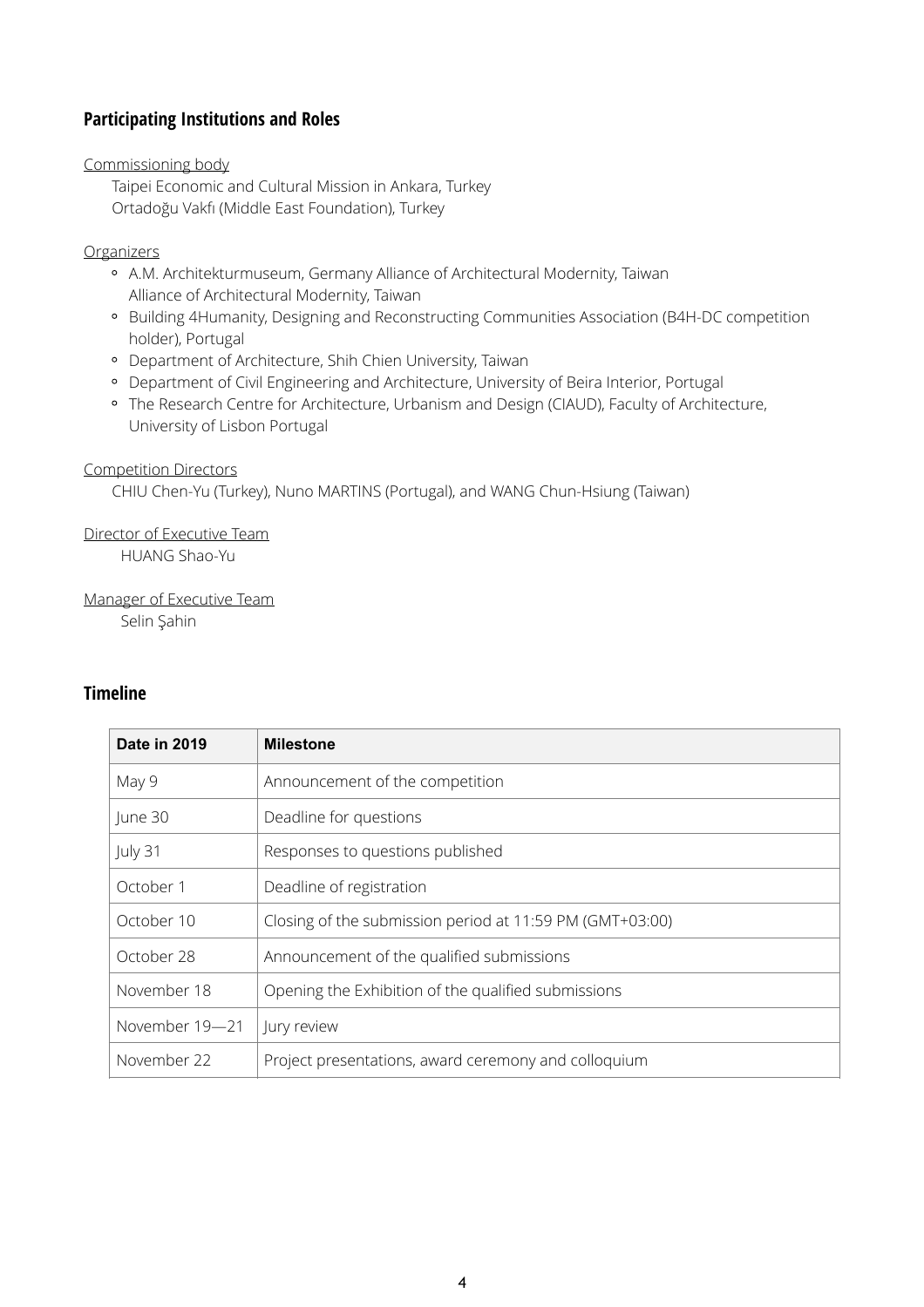## Participating Institutions and Roles

Commissioning body

Taipei Economic and Cultural Mission in Ankara, Turkey
Ortadoğu Vakfı (Middle East Foundation), Turkey

Organizers

- A.M. Architekturmuseum, Germany Alliance of Architectural Modernity, Taiwan
  Alliance of Architectural Modernity, Taiwan
- Building 4Humanity, Designing and Reconstructing Communities Association (B4H-DC competition holder), Portugal
- Department of Architecture, Shih Chien University, Taiwan
- Department of Civil Engineering and Architecture, University of Beira Interior, Portugal
- The Research Centre for Architecture, Urbanism and Design (CIAUD), Faculty of Architecture, University of Lisbon Portugal

Competition Directors

CHIU Chen-Yu (Turkey), Nuno MARTINS (Portugal), and WANG Chun-Hsiung (Taiwan)

Director of Executive Team

HUANG Shao-Yu

Manager of Executive Team

Selin Şahin

## Timeline

| Date in 2019 | Milestone |
|---|---|
| May 9 | Announcement of the competition |
| June 30 | Deadline for questions |
| July 31 | Responses to questions published |
| October 1 | Deadline of registration |
| October 10 | Closing of the submission period at 11:59 PM (GMT+03:00) |
| October 28 | Announcement of the qualified submissions |
| November 18 | Opening the Exhibition of the qualified submissions |
| November 19—21 | Jury review |
| November 22 | Project presentations, award ceremony and colloquium |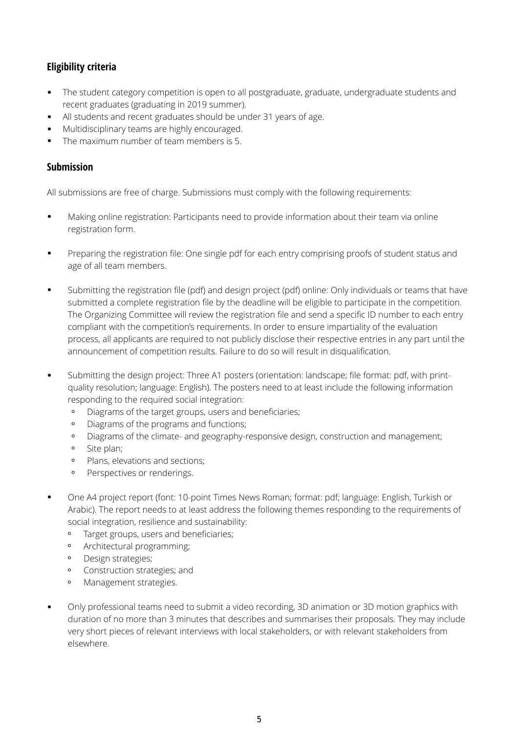## Eligibility criteria

- The student category competition is open to all postgraduate, graduate, undergraduate students and recent graduates (graduating in 2019 summer).
- All students and recent graduates should be under 31 years of age.
- Multidisciplinary teams are highly encouraged.
- The maximum number of team members is 5.

## Submission

All submissions are free of charge. Submissions must comply with the following requirements:

- Making online registration: Participants need to provide information about their team via online registration form.

- Preparing the registration file: One single pdf for each entry comprising proofs of student status and age of all team members.

- Submitting the registration file (pdf) and design project (pdf) online: Only individuals or teams that have submitted a complete registration file by the deadline will be eligible to participate in the competition. The Organizing Committee will review the registration file and send a specific ID number to each entry compliant with the competition's requirements. In order to ensure impartiality of the evaluation process, all applicants are required to not publicly disclose their respective entries in any part until the announcement of competition results. Failure to do so will result in disqualification.

- Submitting the design project: Three A1 posters (orientation: landscape; file format: pdf, with print-quality resolution; language: English). The posters need to at least include the following information responding to the required social integration:
  - Diagrams of the target groups, users and beneficiaries;
  - Diagrams of the programs and functions;
  - Diagrams of the climate- and geography-responsive design, construction and management;
  - Site plan;
  - Plans, elevations and sections;
  - Perspectives or renderings.

- One A4 project report (font: 10-point Times News Roman; format: pdf; language: English, Turkish or Arabic). The report needs to at least address the following themes responding to the requirements of social integration, resilience and sustainability:
  - Target groups, users and beneficiaries;
  - Architectural programming;
  - Design strategies;
  - Construction strategies; and
  - Management strategies.

- Only professional teams need to submit a video recording, 3D animation or 3D motion graphics with duration of no more than 3 minutes that describes and summarises their proposals. They may include very short pieces of relevant interviews with local stakeholders, or with relevant stakeholders from elsewhere.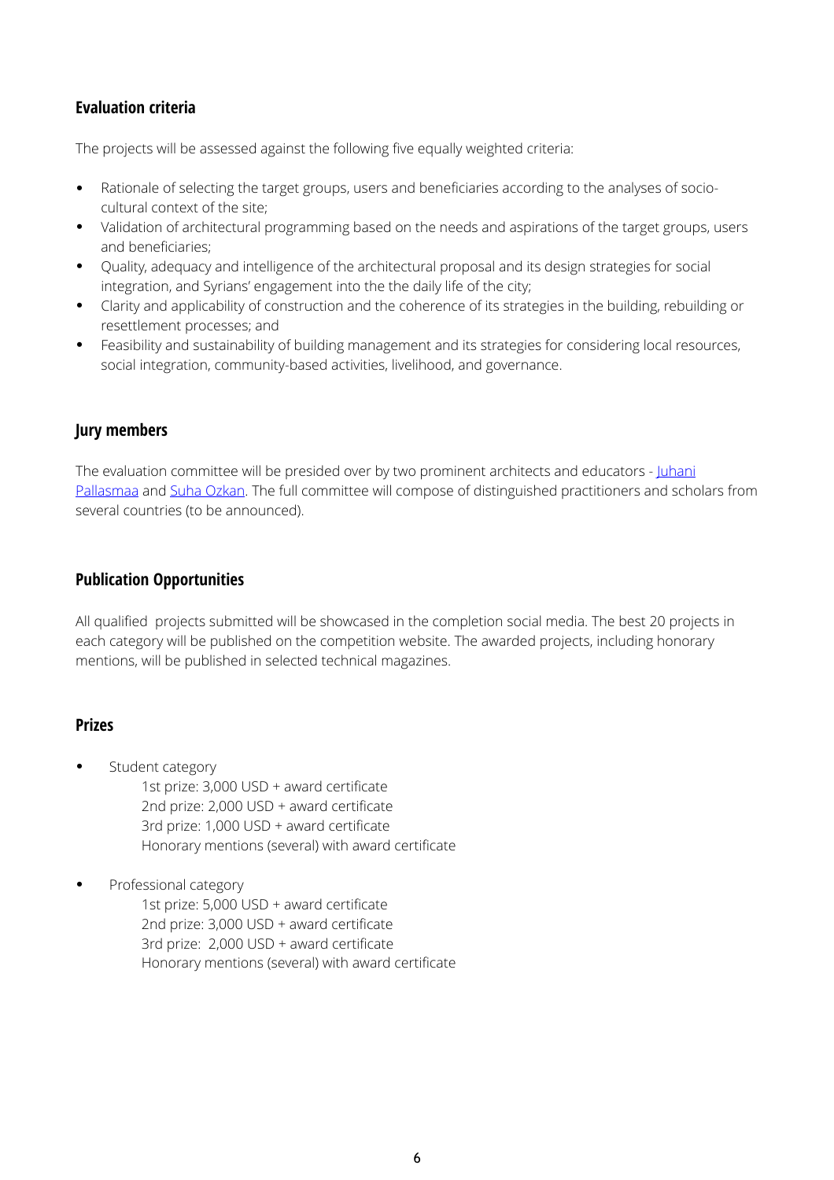## Evaluation criteria

The projects will be assessed against the following five equally weighted criteria:

- Rationale of selecting the target groups, users and beneficiaries according to the analyses of socio-cultural context of the site;
- Validation of architectural programming based on the needs and aspirations of the target groups, users and beneficiaries;
- Quality, adequacy and intelligence of the architectural proposal and its design strategies for social integration, and Syrians' engagement into the the daily life of the city;
- Clarity and applicability of construction and the coherence of its strategies in the building, rebuilding or resettlement processes; and
- Feasibility and sustainability of building management and its strategies for considering local resources, social integration, community-based activities, livelihood, and governance.

## Jury members

The evaluation committee will be presided over by two prominent architects and educators - Juhani Pallasmaa and Suha Ozkan. The full committee will compose of distinguished practitioners and scholars from several countries (to be announced).

## Publication Opportunities

All qualified projects submitted will be showcased in the completion social media. The best 20 projects in each category will be published on the competition website. The awarded projects, including honorary mentions, will be published in selected technical magazines.

## Prizes

- Student category
  - 1st prize: 3,000 USD + award certificate
  - 2nd prize: 2,000 USD + award certificate
  - 3rd prize: 1,000 USD + award certificate
  - Honorary mentions (several) with award certificate
- Professional category
  - 1st prize: 5,000 USD + award certificate
  - 2nd prize: 3,000 USD + award certificate
  - 3rd prize: 2,000 USD + award certificate
  - Honorary mentions (several) with award certificate